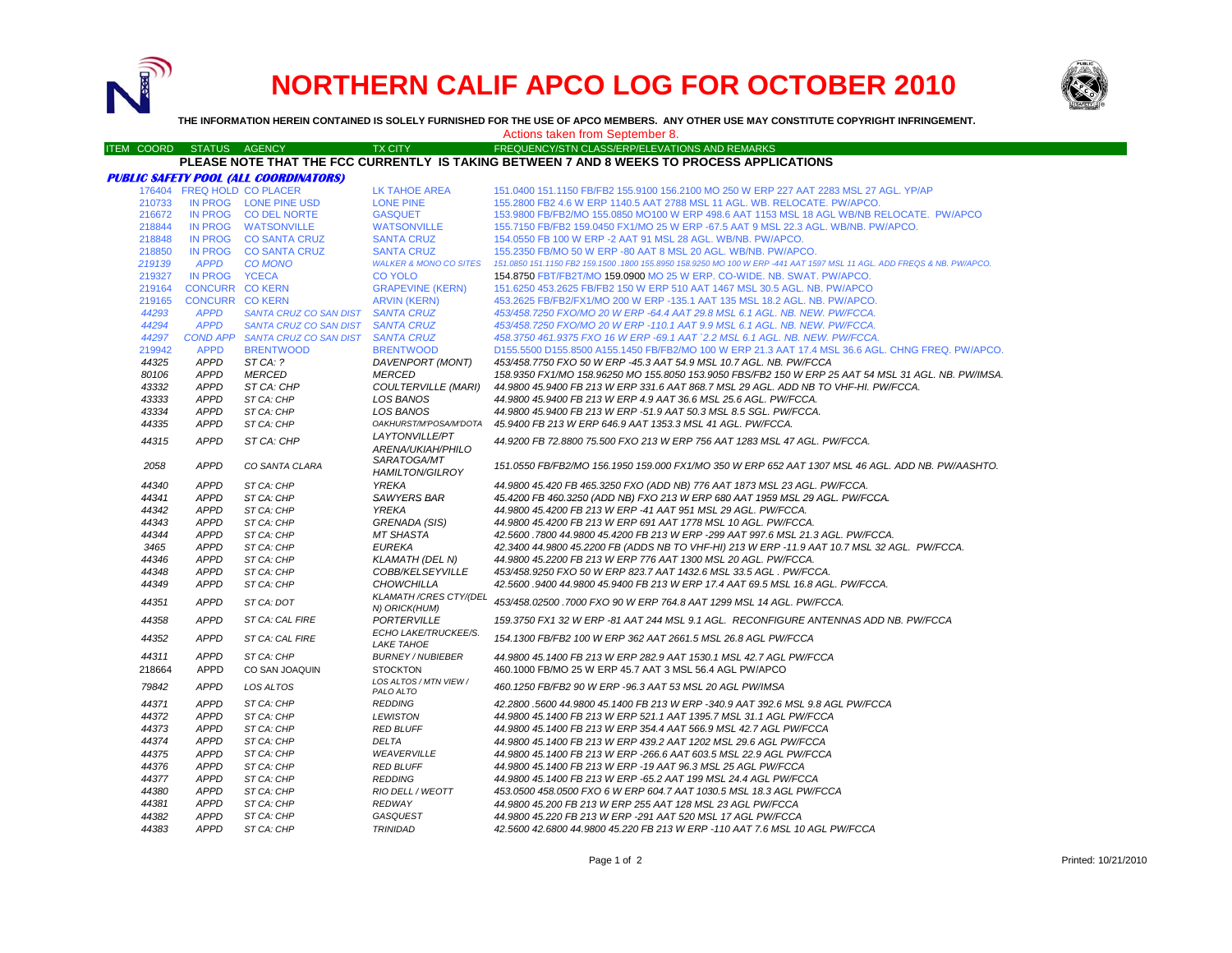# NORTHERN CALIF APCO LOG FOR OCTOBER 2010

**THE INFORMATION HEREIN CONTAINED IS SOLELY FURNISHED FOR THE USE OF APCO MEMBERS. ANY OTHER USE MAY CONSTITUTE COPYRIGHT INFRINGEMENT.**

Actions taken from September 8.

| ITEM COORD | STATUS | AGENCY | TX CITY | FREQUENCY/STN CLASS/ERP/ELEVATIONS AND REMARKS |
|---|---|---|---|---|

**PLEASE NOTE THAT THE FCC CURRENTLY IS TAKING BETWEEN 7 AND 8 WEEKS TO PROCESS APPLICATIONS**

### *PUBLIC SAFETY POOL (ALL COORDINATORS)*

| ITEM COORD | STATUS | AGENCY | TX CITY | FREQUENCY/STN CLASS/ERP/ELEVATIONS AND REMARKS |
|---|---|---|---|---|
| 176404 | FREQ HOLD | CO PLACER | LK TAHOE AREA | 151.0400 151.1150 FB/FB2 155.9100 156.2100 MO 250 W ERP 227 AAT 2283 MSL 27 AGL. YP/AP |
| 210733 | IN PROG | LONE PINE USD | LONE PINE | 155.2800 FB2 4.6 W ERP 1140.5 AAT 2788 MSL 11 AGL. WB. RELOCATE. PW/APCO. |
| 216672 | IN PROG | CO DEL NORTE | GASQUET | 153.9800 FB/FB2/MO 155.0850 MO100 W ERP 498.6 AAT 1153 MSL 18 AGL WB/NB RELOCATE. PW/APCO |
| 218844 | IN PROG | WATSONVILLE | WATSONVILLE | 155.7150 FB/FB2 159.0450 FX1/MO 25 W ERP -67.5 AAT 9 MSL 22.3 AGL. WB/NB. PW/APCO. |
| 218848 | IN PROG | CO SANTA CRUZ | SANTA CRUZ | 154.0550 FB 100 W ERP -2 AAT 91 MSL 28 AGL. WB/NB. PW/APCO. |
| 218850 | IN PROG | CO SANTA CRUZ | SANTA CRUZ | 155.2350 FB/MO 50 W ERP -80 AAT 8 MSL 20 AGL. WB/NB. PW/APCO. |
| *219139* | *APPD* | *CO MONO* | *WALKER & MONO CO SITES* | *151.0850 151.1150 FB2 159.1500 .1800 155.8950 158.9250 MO 100 W ERP -441 AAT 1597 MSL 11 AGL. ADD FREQS & NB. PW/APCO.* |
| 219327 | IN PROG | YCECA | CO YOLO | 154.8750 FBT/FB2T/MO 159.0900 MO 25 W ERP. CO-WIDE. NB. SWAT. PW/APCO. |
| 219164 | CONCURR | CO KERN | GRAPEVINE (KERN) | 151.6250 453.2625 FB/FB2 150 W ERP 510 AAT 1467 MSL 30.5 AGL. NB. PW/APCO |
| 219165 | CONCURR | CO KERN | ARVIN (KERN) | 453.2625 FB/FB2/FX1/MO 200 W ERP -135.1 AAT 135 MSL 18.2 AGL. NB. PW/APCO. |
| *44293* | *APPD* | *SANTA CRUZ CO SAN DIST* | *SANTA CRUZ* | *453/458.7250 FXO/MO 20 W ERP -64.4 AAT 29.8 MSL 6.1 AGL. NB. NEW. PW/FCCA.* |
| *44294* | *APPD* | *SANTA CRUZ CO SAN DIST* | *SANTA CRUZ* | *453/458.7250 FXO/MO 20 W ERP -110.1 AAT 9.9 MSL 6.1 AGL. NB. NEW. PW/FCCA.* |
| *44297* | *COND APP* | *SANTA CRUZ CO SAN DIST* | *SANTA CRUZ* | *458.3750 461.9375 FXO 16 W ERP -69.1 AAT `2.2 MSL 6.1 AGL. NB. NEW. PW/FCCA.* |
| 219942 | APPD | BRENTWOOD | BRENTWOOD | D155.5500 D155.8500 A155.1450 FB/FB2/MO 100 W ERP 21.3 AAT 17.4 MSL 36.6 AGL. CHNG FREQ. PW/APCO. |
| *44325* | *APPD* | *ST CA: ?* | *DAVENPORT (MONT)* | *453/458.7750 FXO 50 W ERP -45.3 AAT 54.9 MSL 10.7 AGL. NB. PW/FCCA* |
| *80106* | *APPD* | *MERCED* | *MERCED* | *158.9350 FX1/MO 158.96250 MO 155.8050 153.9050 FBS/FB2 150 W ERP 25 AAT 54 MSL 31 AGL. NB. PW/IMSA.* |
| *43332* | *APPD* | *ST CA: CHP* | *COULTERVILLE (MARI)* | *44.9800 45.9400 FB 213 W ERP 331.6 AAT 868.7 MSL 29 AGL. ADD NB TO VHF-HI. PW/FCCA.* |
| *43333* | *APPD* | *ST CA: CHP* | *LOS BANOS* | *44.9800 45.9400 FB 213 W ERP 4.9 AAT 36.6 MSL 25.6 AGL. PW/FCCA.* |
| *43334* | *APPD* | *ST CA: CHP* | *LOS BANOS* | *44.9800 45.9400 FB 213 W ERP -51.9 AAT 50.3 MSL 8.5 SGL. PW/FCCA.* |
| *44335* | *APPD* | *ST CA: CHP* | *OAKHURST/M'POSA/M'DOTA* | *45.9400 FB 213 W ERP 646.9 AAT 1353.3 MSL 41 AGL. PW/FCCA.* |
| *44315* | *APPD* | *ST CA: CHP* | *LAYTONVILLE/PT ARENA/UKIAH/PHILO* | *44.9200 FB 72.8800 75.500 FXO 213 W ERP 756 AAT 1283 MSL 47 AGL. PW/FCCA.* |
| *2058* | *APPD* | *CO SANTA CLARA* | *SARATOGA/MT HAMILTON/GILROY* | *151.0550 FB/FB2/MO 156.1950 159.000 FX1/MO 350 W ERP 652 AAT 1307 MSL 46 AGL. ADD NB. PW/AASHTO.* |
| *44340* | *APPD* | *ST CA: CHP* | *YREKA* | *44.9800 45.420 FB 465.3250 FXO (ADD NB) 776 AAT 1873 MSL 23 AGL. PW/FCCA.* |
| *44341* | *APPD* | *ST CA: CHP* | *SAWYERS BAR* | *45.4200 FB 460.3250 (ADD NB) FXO 213 W ERP 680 AAT 1959 MSL 29 AGL. PW/FCCA.* |
| *44342* | *APPD* | *ST CA: CHP* | *YREKA* | *44.9800 45.4200 FB 213 W ERP -41 AAT 951 MSL 29 AGL. PW/FCCA.* |
| *44343* | *APPD* | *ST CA: CHP* | *GRENADA (SIS)* | *44.9800 45.4200 FB 213 W ERP 691 AAT 1778 MSL 10 AGL. PW/FCCA.* |
| *44344* | *APPD* | *ST CA: CHP* | *MT SHASTA* | *42.5600 .7800 44.9800 45.4200 FB 213 W ERP -299 AAT 997.6 MSL 21.3 AGL. PW/FCCA.* |
| *3465* | *APPD* | *ST CA: CHP* | *EUREKA* | *42.3400 44.9800 45.2200 FB (ADDS NB TO VHF-HI) 213 W ERP -11.9 AAT 10.7 MSL 32 AGL. PW/FCCA.* |
| *44346* | *APPD* | *ST CA: CHP* | *KLAMATH (DEL N)* | *44.9800 45.2200 FB 213 W ERP 776 AAT 1300 MSL 20 AGL. PW/FCCA.* |
| *44348* | *APPD* | *ST CA: CHP* | *COBB/KELSEYVILLE* | *453/458.9250 FXO 50 W ERP 823.7 AAT 1432.6 MSL 33.5 AGL . PW/FCCA.* |
| *44349* | *APPD* | *ST CA: CHP* | *CHOWCHILLA* | *42.5600 .9400 44.9800 45.9400 FB 213 W ERP 17.4 AAT 69.5 MSL 16.8 AGL. PW/FCCA.* |
| *44351* | *APPD* | *ST CA: DOT* | *KLAMATH /CRES CTY/(DEL N) ORICK(HUM)* | *453/458.02500 .7000 FXO 90 W ERP 764.8 AAT 1299 MSL 14 AGL. PW/FCCA.* |
| *44358* | *APPD* | *ST CA: CAL FIRE* | *PORTERVILLE* | *159.3750 FX1 32 W ERP -81 AAT 244 MSL 9.1 AGL. RECONFIGURE ANTENNAS ADD NB. PW/FCCA* |
| *44352* | *APPD* | *ST CA: CAL FIRE* | *ECHO LAKE/TRUCKEE/S. LAKE TAHOE* | *154.1300 FB/FB2 100 W ERP 362 AAT 2661.5 MSL 26.8 AGL PW/FCCA* |
| *44311* | *APPD* | *ST CA: CHP* | *BURNEY / NUBIEBER* | *44.9800 45.1400 FB 213 W ERP 282.9 AAT 1530.1 MSL 42.7 AGL PW/FCCA* |
| 218664 | APPD | CO SAN JOAQUIN | STOCKTON | 460.1000 FB/MO 25 W ERP 45.7 AAT 3 MSL 56.4 AGL PW/APCO |
| *79842* | *APPD* | *LOS ALTOS* | *LOS ALTOS / MTN VIEW / PALO ALTO* | *460.1250 FB/FB2 90 W ERP -96.3 AAT 53 MSL 20 AGL PW/IMSA* |
| *44371* | *APPD* | *ST CA: CHP* | *REDDING* | *42.2800 .5600 44.9800 45.1400 FB 213 W ERP -340.9 AAT 392.6 MSL 9.8 AGL PW/FCCA* |
| *44372* | *APPD* | *ST CA: CHP* | *LEWISTON* | *44.9800 45.1400 FB 213 W ERP 521.1 AAT 1395.7 MSL 31.1 AGL PW/FCCA* |
| *44373* | *APPD* | *ST CA: CHP* | *RED BLUFF* | *44.9800 45.1400 FB 213 W ERP 354.4 AAT 566.9 MSL 42.7 AGL PW/FCCA* |
| *44374* | *APPD* | *ST CA: CHP* | *DELTA* | *44.9800 45.1400 FB 213 W ERP 439.2 AAT 1202 MSL 29.6 AGL PW/FCCA* |
| *44375* | *APPD* | *ST CA: CHP* | *WEAVERVILLE* | *44.9800 45.1400 FB 213 W ERP -266.6 AAT 603.5 MSL 22.9 AGL PW/FCCA* |
| *44376* | *APPD* | *ST CA: CHP* | *RED BLUFF* | *44.9800 45.1400 FB 213 W ERP -19 AAT 96.3 MSL 25 AGL PW/FCCA* |
| *44377* | *APPD* | *ST CA: CHP* | *REDDING* | *44.9800 45.1400 FB 213 W ERP -65.2 AAT 199 MSL 24.4 AGL PW/FCCA* |
| *44380* | *APPD* | *ST CA: CHP* | *RIO DELL / WEOTT* | *453.0500 458.0500 FXO 6 W ERP 604.7 AAT 1030.5 MSL 18.3 AGL PW/FCCA* |
| *44381* | *APPD* | *ST CA: CHP* | *REDWAY* | *44.9800 45.200 FB 213 W ERP 255 AAT 128 MSL 23 AGL PW/FCCA* |
| *44382* | *APPD* | *ST CA: CHP* | *GASQUEST* | *44.9800 45.220 FB 213 W ERP -291 AAT 520 MSL 17 AGL PW/FCCA* |
| *44383* | *APPD* | *ST CA: CHP* | *TRINIDAD* | *42.5600 42.6800 44.9800 45.220 FB 213 W ERP -110 AAT 7.6 MSL 10 AGL PW/FCCA* |

Printed: 10/21/2010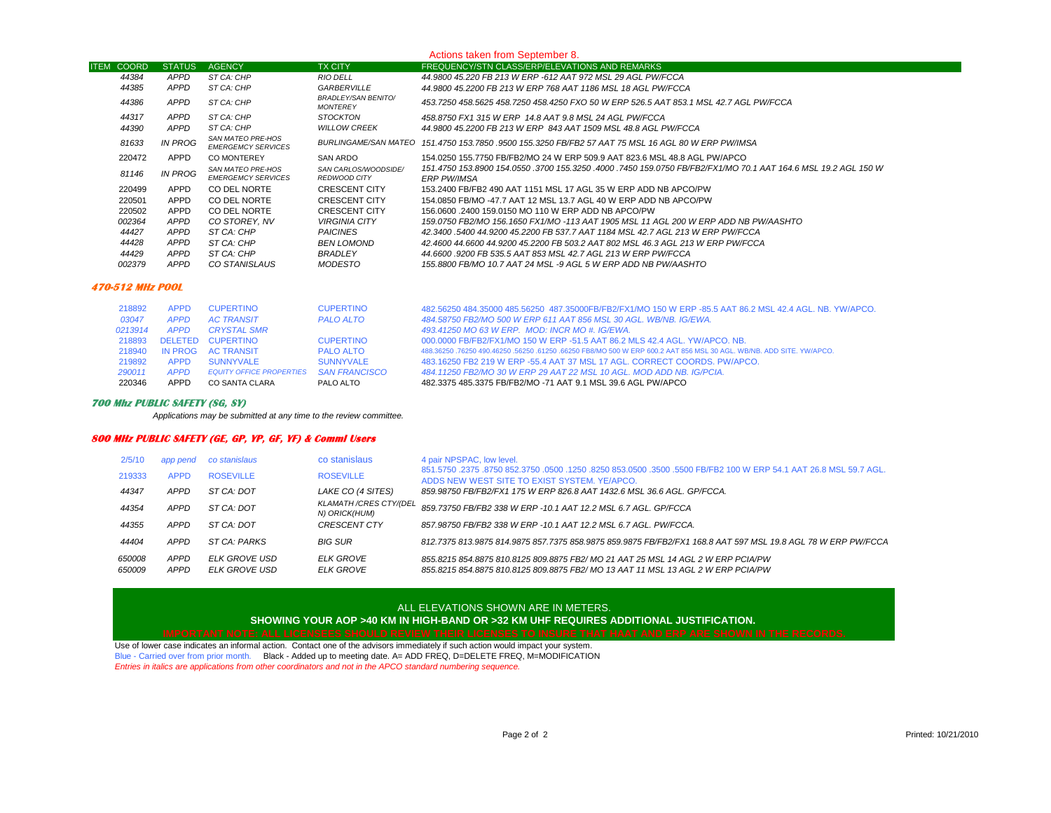Actions taken from September 8.

| ITEM | COORD | STATUS | AGENCY | TX CITY | FREQUENCY/STN CLASS/ERP/ELEVATIONS AND REMARKS |
|---|---|---|---|---|---|
| | *44384* | *APPD* | *ST CA: CHP* | *RIO DELL* | *44.9800 45.220 FB 213 W ERP -612 AAT 972 MSL 29 AGL PW/FCCA* |
| | *44385* | *APPD* | *ST CA: CHP* | *GARBERVILLE* | *44.9800 45.2200 FB 213 W ERP 768 AAT 1186 MSL 18 AGL PW/FCCA* |
| | *44386* | *APPD* | *ST CA: CHP* | *BRADLEY/SAN BENITO/ MONTEREY* | *453.7250 458.5625 458.7250 458.4250 FXO 50 W ERP 526.5 AAT 853.1 MSL 42.7 AGL PW/FCCA* |
| | *44317* | *APPD* | *ST CA: CHP* | *STOCKTON* | *458.8750 FX1 315 W ERP 14.8 AAT 9.8 MSL 24 AGL PW/FCCA* |
| | *44390* | *APPD* | *ST CA: CHP* | *WILLOW CREEK* | *44.9800 45.2200 FB 213 W ERP 843 AAT 1509 MSL 48.8 AGL PW/FCCA* |
| | *81633* | *IN PROG* | *SAN MATEO PRE-HOS EMERGECMY SERVICES* | *BURLINGAME/SAN MATEO* | *151.4750 153.7850 .9500 155.3250 FB/FB2 57 AAT 75 MSL 16 AGL 80 W ERP PW/IMSA* |
| | 220472 | APPD | CO MONTEREY | SAN ARDO | 154.0250 155.7750 FB/FB2/MO 24 W ERP 509.9 AAT 823.6 MSL 48.8 AGL PW/APCO |
| | *81146* | *IN PROG* | *SAN MATEO PRE-HOS EMERGECMY SERVICES* | *SAN CARLOS/WOODSIDE/ REDWOOD CITY* | *151.4750 153.8900 154.0550 .3700 155.3250 .4000 .7450 159.0750 FB/FB2/FX1/MO 70.1 AAT 164.6 MSL 19.2 AGL 150 W ERP PW/IMSA* |
| | 220499 | APPD | CO DEL NORTE | CRESCENT CITY | 153.2400 FB/FB2 490 AAT 1151 MSL 17 AGL 35 W ERP ADD NB APCO/PW |
| | 220501 | APPD | CO DEL NORTE | CRESCENT CITY | 154.0850 FB/MO -47.7 AAT 12 MSL 13.7 AGL 40 W ERP ADD NB APCO/PW |
| | 220502 | APPD | CO DEL NORTE | CRESCENT CITY | 156.0600 .2400 159.0150 MO 110 W ERP ADD NB APCO/PW |
| | *002364* | *APPD* | *CO STOREY, NV* | *VIRGINIA CITY* | *159.0750 FB2/MO 156.1650 FX1/MO -113 AAT 1905 MSL 11 AGL 200 W ERP ADD NB PW/AASHTO* |
| | *44427* | *APPD* | *ST CA: CHP* | *PAICINES* | *42.3400 .5400 44.9200 45.2200 FB 537.7 AAT 1184 MSL 42.7 AGL 213 W ERP PW/FCCA* |
| | *44428* | *APPD* | *ST CA: CHP* | *BEN LOMOND* | *42.4600 44.6600 44.9200 45.2200 FB 503.2 AAT 802 MSL 46.3 AGL 213 W ERP PW/FCCA* |
| | *44429* | *APPD* | *ST CA: CHP* | *BRADLEY* | *44.6600 .9200 FB 535.5 AAT 853 MSL 42.7 AGL 213 W ERP PW/FCCA* |
| | *002379* | *APPD* | *CO STANISLAUS* | *MODESTO* | *155.8800 FB/MO 10.7 AAT 24 MSL -9 AGL 5 W ERP ADD NB PW/AASHTO* |

## 470-512 MHz POOL

| | | | | |
|---|---|---|---|---|
| 218892 | APPD | CUPERTINO | CUPERTINO | 482.56250 484.35000 485.56250 487.35000FB/FB2/FX1/MO 150 W ERP -85.5 AAT 86.2 MSL 42.4 AGL. NB. YW/APCO. |
| *03047* | *APPD* | *AC TRANSIT* | *PALO ALTO* | *484.58750 FB2/MO 500 W ERP 611 AAT 856 MSL 30 AGL. WB/NB. IG/EWA.* |
| *0213914* | *APPD* | *CRYSTAL SMR* | | *493.41250 MO 63 W ERP. MOD: INCR MO #. IG/EWA.* |
| 218893 | DELETED | CUPERTINO | CUPERTINO | 000.0000 FB/FB2/FX1/MO 150 W ERP -51.5 AAT 86.2 MLS 42.4 AGL. YW/APCO. NB. |
| 218940 | IN PROG | AC TRANSIT | PALO ALTO | 488.36250 .76250 490.46250 .56250 .61250 .66250 FB8/MO 500 W ERP 600.2 AAT 856 MSL 30 AGL. WB/NB. ADD SITE. YW/APCO. |
| 219892 | APPD | SUNNYVALE | SUNNYVALE | 483.16250 FB2 219 W ERP -55.4 AAT 37 MSL 17 AGL. CORRECT COORDS. PW/APCO. |
| *290011* | *APPD* | *EQUITY OFFICE PROPERTIES* | *SAN FRANCISCO* | *484.11250 FB2/MO 30 W ERP 29 AAT 22 MSL 10 AGL. MOD ADD NB. IG/PCIA.* |
| 220346 | APPD | CO SANTA CLARA | PALO ALTO | 482.3375 485.3375 FB/FB2/MO -71 AAT 9.1 MSL 39.6 AGL PW/APCO |

## 700 Mhz PUBLIC SAFETY (SG, SY)

*Applications may be submitted at any time to the review committee.*

## 800 MHz PUBLIC SAFETY (GE, GP, YP, GF, YF) & Comml Users

| | | | | |
|---|---|---|---|---|
| 2/5/10 | *app pend* | *co stanislaus* | co stanislaus | 4 pair NPSPAC, low level. |
| 219333 | APPD | ROSEVILLE | ROSEVILLE | 851.5750 .2375 .8750 852.3750 .0500 .1250 .8250 853.0500 .3500 .5500 FB/FB2 100 W ERP 54.1 AAT 26.8 MSL 59.7 AGL. ADDS NEW WEST SITE TO EXIST SYSTEM. YE/APCO. |
| *44347* | *APPD* | *ST CA: DOT* | *LAKE CO (4 SITES)* | *859.98750 FB/FB2/FX1 175 W ERP 826.8 AAT 1432.6 MSL 36.6 AGL. GP/FCCA.* |
| *44354* | *APPD* | *ST CA: DOT* | *KLAMATH /CRES CTY/(DEL N) ORICK(HUM)* | *859.73750 FB/FB2 338 W ERP -10.1 AAT 12.2 MSL 6.7 AGL. GP/FCCA* |
| *44355* | *APPD* | *ST CA: DOT* | *CRESCENT CTY* | *857.98750 FB/FB2 338 W ERP -10.1 AAT 12.2 MSL 6.7 AGL. PW/FCCA.* |
| *44404* | *APPD* | *ST CA: PARKS* | *BIG SUR* | *812.7375 813.9875 814.9875 857.7375 858.9875 859.9875 FB/FB2/FX1 168.8 AAT 597 MSL 19.8 AGL 78 W ERP PW/FCCA* |
| *650008* | *APPD* | *ELK GROVE USD* | *ELK GROVE* | *855.8215 854.8875 810.8125 809.8875 FB2/ MO 21 AAT 25 MSL 14 AGL 2 W ERP PCIA/PW* |
| *650009* | *APPD* | *ELK GROVE USD* | *ELK GROVE* | *855.8215 854.8875 810.8125 809.8875 FB2/ MO 13 AAT 11 MSL 13 AGL 2 W ERP PCIA/PW* |

ALL ELEVATIONS SHOWN ARE IN METERS.

**SHOWING YOUR AOP >40 KM IN HIGH-BAND OR >32 KM UHF REQUIRES ADDITIONAL JUSTIFICATION.**

**IMPORTANT NOTE: ALL LICENSEES SHOULD REVIEW THEIR LICENSES TO INSURE THAT HAAT AND ERP ARE SHOWN IN THE RECORDS.**

Use of lower case indicates an informal action. Contact one of the advisors immediately if such action would impact your system.

Blue - Carried over from prior month. Black - Added up to meeting date. A= ADD FREQ, D=DELETE FREQ, M=MODIFICATION

*Entries in italics are applications from other coordinators and not in the APCO standard numbering sequence.*

Printed: 10/21/2010